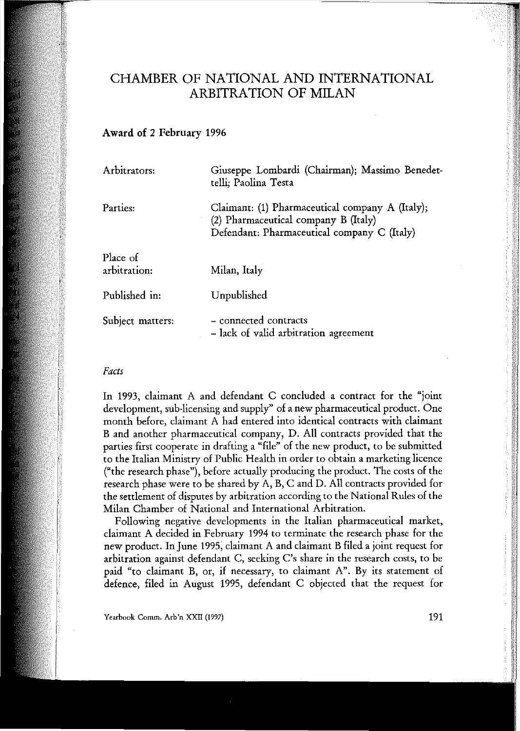# CHAMBER OF NATIONAL AND INTERNATIONAL ARBITRATION OF MILAN

**Award of 2 February 1996**

| | |
|---|---|
| Arbitrators: | Giuseppe Lombardi (Chairman); Massimo Benedettelli; Paolina Testa |
| Parties: | Claimant: (1) Pharmaceutical company A (Italy); (2) Pharmaceutical company B (Italy) Defendant: Pharmaceutical company C (Italy) |
| Place of arbitration: | Milan, Italy |
| Published in: | Unpublished |
| Subject matters: | – connected contracts – lack of valid arbitration agreement |

*Facts*

In 1993, claimant A and defendant C concluded a contract for the "joint development, sub-licensing and supply" of a new pharmaceutical product. One month before, claimant A had entered into identical contracts with claimant B and another pharmaceutical company, D. All contracts provided that the parties first cooperate in drafting a "file" of the new product, to be submitted to the Italian Ministry of Public Health in order to obtain a marketing licence ("the research phase"), before actually producing the product. The costs of the research phase were to be shared by A, B, C and D. All contracts provided for the settlement of disputes by arbitration according to the National Rules of the Milan Chamber of National and International Arbitration.

Following negative developments in the Italian pharmaceutical market, claimant A decided in February 1994 to terminate the research phase for the new product. In June 1995, claimant A and claimant B filed a joint request for arbitration against defendant C, seeking C's share in the research costs, to be paid "to claimant B, or, if necessary, to claimant A". By its statement of defence, filed in August 1995, defendant C objected that the request for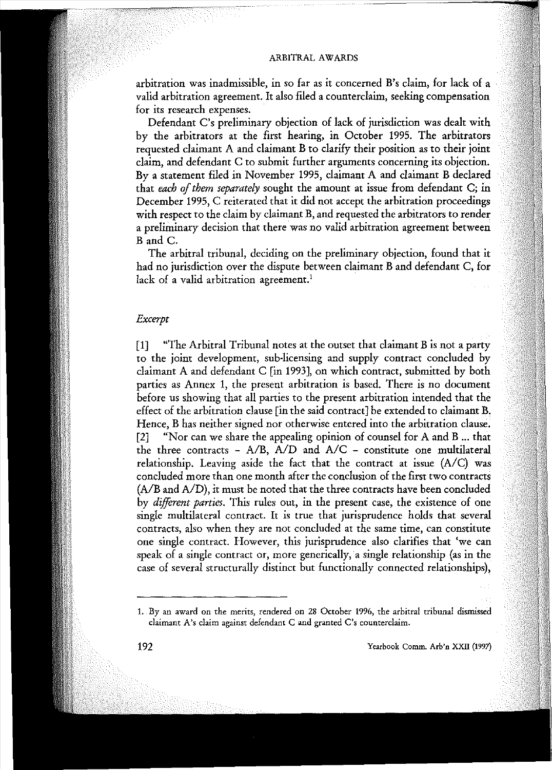arbitration was inadmissible, in so far as it concerned B's claim, for lack of a valid arbitration agreement. It also filed a counterclaim, seeking compensation for its research expenses.

Defendant C's preliminary objection of lack of jurisdiction was dealt with by the arbitrators at the first hearing, in October 1995. The arbitrators requested claimant A and claimant B to clarify their position as to their joint claim, and defendant C to submit further arguments concerning its objection. By a statement filed in November 1995, claimant A and claimant B declared that *each of them separately* sought the amount at issue from defendant C; in December 1995, C reiterated that it did not accept the arbitration proceedings with respect to the claim by claimant B, and requested the arbitrators to render a preliminary decision that there was no valid arbitration agreement between B and C.

The arbitral tribunal, deciding on the preliminary objection, found that it had no jurisdiction over the dispute between claimant B and defendant C, for lack of a valid arbitration agreement.[1]

*Excerpt*

[1] "The Arbitral Tribunal notes at the outset that claimant B is not a party to the joint development, sub-licensing and supply contract concluded by claimant A and defendant C [in 1993], on which contract, submitted by both parties as Annex 1, the present arbitration is based. There is no document before us showing that all parties to the present arbitration intended that the effect of the arbitration clause [in the said contract] be extended to claimant B. Hence, B has neither signed nor otherwise entered into the arbitration clause.

[2] "Nor can we share the appealing opinion of counsel for A and B ... that the three contracts – A/B, A/D and A/C – constitute one multilateral relationship. Leaving aside the fact that the contract at issue (A/C) was concluded more than one month after the conclusion of the first two contracts (A/B and A/D), it must be noted that the three contracts have been concluded by *different parties*. This rules out, in the present case, the existence of one single multilateral contract. It is true that jurisprudence holds that several contracts, also when they are not concluded at the same time, can constitute one single contract. However, this jurisprudence also clarifies that 'we can speak of a single contract or, more generically, a single relationship (as in the case of several structurally distinct but functionally connected relationships),

---

1. By an award on the merits, rendered on 28 October 1996, the arbitral tribunal dismissed claimant A's claim against defendant C and granted C's counterclaim.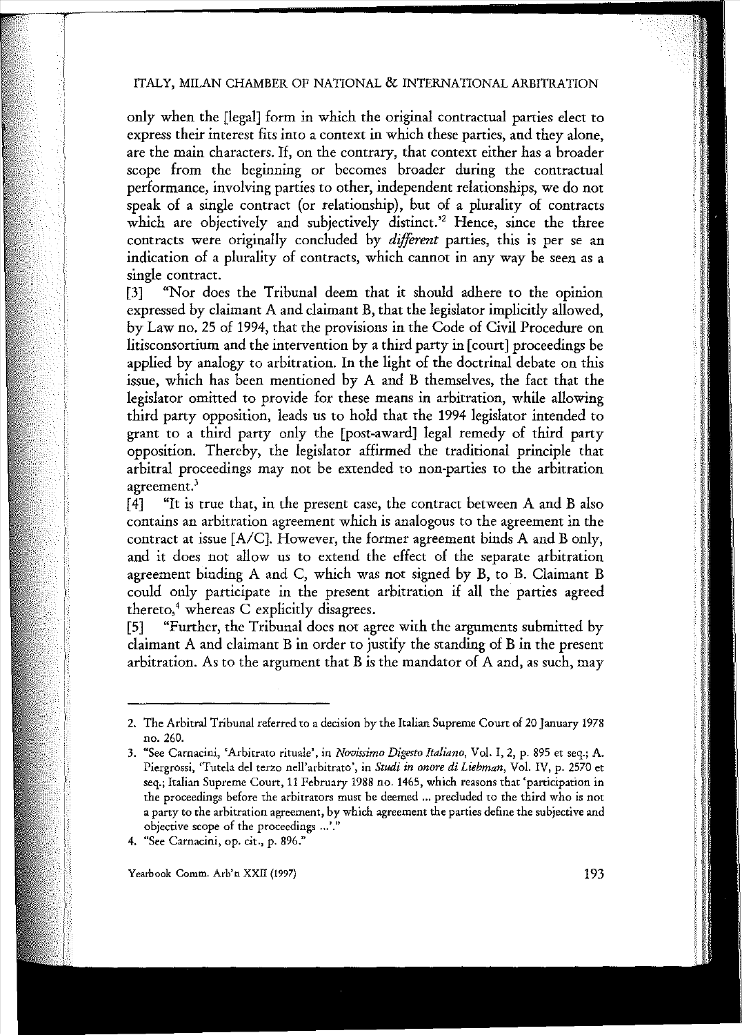only when the [legal] form in which the original contractual parties elect to express their interest fits into a context in which these parties, and they alone, are the main characters. If, on the contrary, that context either has a broader scope from the beginning or becomes broader during the contractual performance, involving parties to other, independent relationships, we do not speak of a single contract (or relationship), but of a plurality of contracts which are objectively and subjectively distinct.'[2] Hence, since the three contracts were originally concluded by *different* parties, this is per se an indication of a plurality of contracts, which cannot in any way be seen as a single contract.

[3] "Nor does the Tribunal deem that it should adhere to the opinion expressed by claimant A and claimant B, that the legislator implicitly allowed, by Law no. 25 of 1994, that the provisions in the Code of Civil Procedure on litisconsortium and the intervention by a third party in [court] proceedings be applied by analogy to arbitration. In the light of the doctrinal debate on this issue, which has been mentioned by A and B themselves, the fact that the legislator omitted to provide for these means in arbitration, while allowing third party opposition, leads us to hold that the 1994 legislator intended to grant to a third party only the [post-award] legal remedy of third party opposition. Thereby, the legislator affirmed the traditional principle that arbitral proceedings may not be extended to non-parties to the arbitration agreement.[3]

[4] "It is true that, in the present case, the contract between A and B also contains an arbitration agreement which is analogous to the agreement in the contract at issue [A/C]. However, the former agreement binds A and B only, and it does not allow us to extend the effect of the separate arbitration agreement binding A and C, which was not signed by B, to B. Claimant B could only participate in the present arbitration if all the parties agreed thereto,[4] whereas C explicitly disagrees.

[5] "Further, the Tribunal does not agree with the arguments submitted by claimant A and claimant B in order to justify the standing of B in the present arbitration. As to the argument that B is the mandator of A and, as such, may

---

2. The Arbitral Tribunal referred to a decision by the Italian Supreme Court of 20 January 1978 no. 260.

3. "See Carnacini, 'Arbitrato rituale', in *Novissimo Digesto Italiano*, Vol. I, 2, p. 895 et seq.; A. Piergrossi, 'Tutela del terzo nell'arbitrato', in *Studi in onore di Liebman*, Vol. IV, p. 2570 et seq.; Italian Supreme Court, 11 February 1988 no. 1465, which reasons that 'participation in the proceedings before the arbitrators must be deemed ... precluded to the third who is not a party to the arbitration agreement, by which agreement the parties define the subjective and objective scope of the proceedings ...'."

4. "See Carnacini, op. cit., p. 896."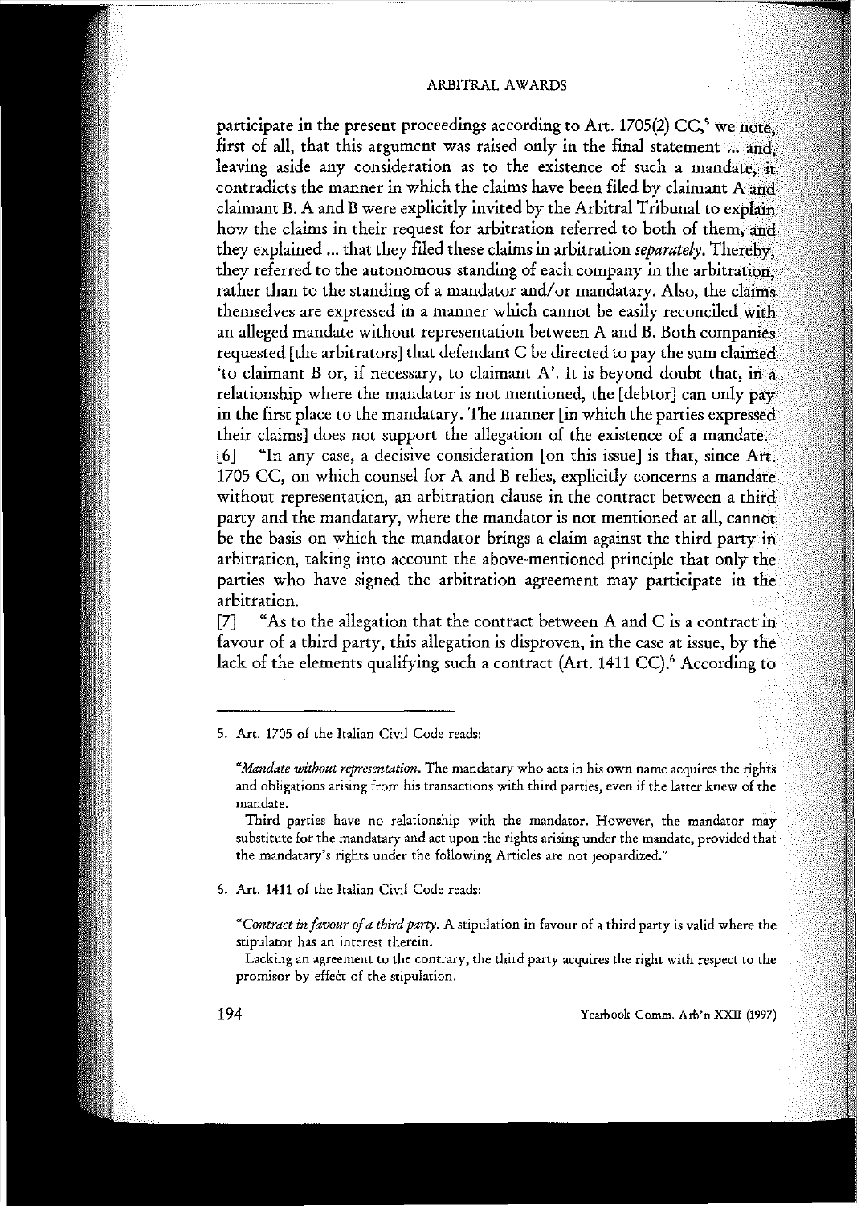participate in the present proceedings according to Art. 1705(2) CC,[5] we note, first of all, that this argument was raised only in the final statement ... and, leaving aside any consideration as to the existence of such a mandate, it contradicts the manner in which the claims have been filed by claimant A and claimant B. A and B were explicitly invited by the Arbitral Tribunal to explain how the claims in their request for arbitration referred to both of them, and they explained ... that they filed these claims in arbitration *separately*. Thereby, they referred to the autonomous standing of each company in the arbitration, rather than to the standing of a mandator and/or mandatary. Also, the claims themselves are expressed in a manner which cannot be easily reconciled with an alleged mandate without representation between A and B. Both companies requested [the arbitrators] that defendant C be directed to pay the sum claimed 'to claimant B or, if necessary, to claimant A'. It is beyond doubt that, in a relationship where the mandator is not mentioned, the [debtor] can only pay in the first place to the mandatary. The manner [in which the parties expressed their claims] does not support the allegation of the existence of a mandate.

[6] "In any case, a decisive consideration [on this issue] is that, since Art. 1705 CC, on which counsel for A and B relies, explicitly concerns a mandate without representation, an arbitration clause in the contract between a third party and the mandatary, where the mandator is not mentioned at all, cannot be the basis on which the mandator brings a claim against the third party in arbitration, taking into account the above-mentioned principle that only the parties who have signed the arbitration agreement may participate in the arbitration.

[7] "As to the allegation that the contract between A and C is a contract in favour of a third party, this allegation is disproven, in the case at issue, by the lack of the elements qualifying such a contract (Art. 1411 CC).[6] According to

---

5. Art. 1705 of the Italian Civil Code reads:

"*Mandate without representation*. The mandatary who acts in his own name acquires the rights and obligations arising from his transactions with third parties, even if the latter knew of the mandate.

Third parties have no relationship with the mandator. However, the mandator may substitute for the mandatary and act upon the rights arising under the mandate, provided that the mandatary's rights under the following Articles are not jeopardized."

6. Art. 1411 of the Italian Civil Code reads:

"*Contract in favour of a third party*. A stipulation in favour of a third party is valid where the stipulator has an interest therein.

Lacking an agreement to the contrary, the third party acquires the right with respect to the promisor by effect of the stipulation.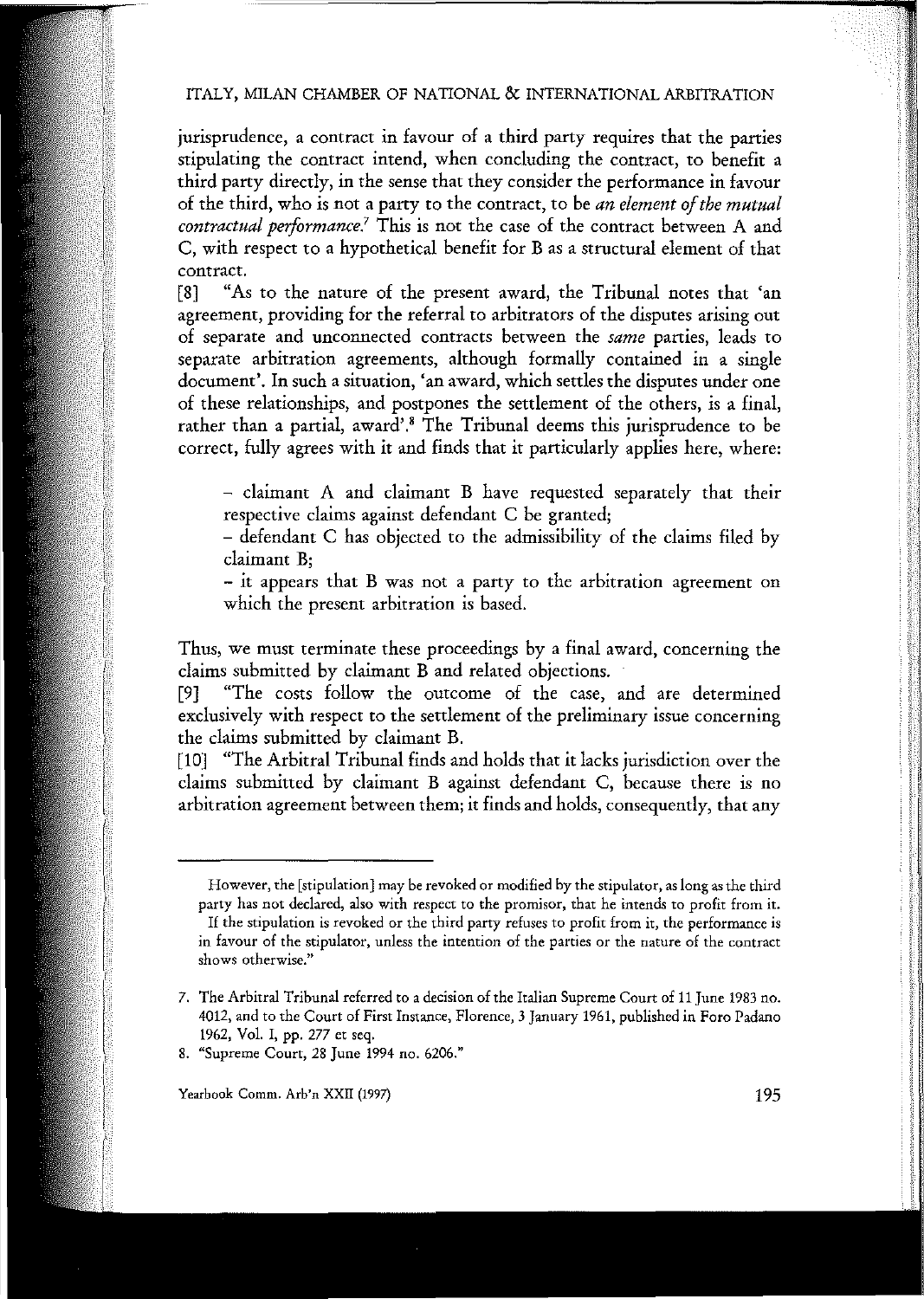jurisprudence, a contract in favour of a third party requires that the parties stipulating the contract intend, when concluding the contract, to benefit a third party directly, in the sense that they consider the performance in favour of the third, who is not a party to the contract, to be *an element of the mutual contractual performance*.[7] This is not the case of the contract between A and C, with respect to a hypothetical benefit for B as a structural element of that contract.

[8] "As to the nature of the present award, the Tribunal notes that 'an agreement, providing for the referral to arbitrators of the disputes arising out of separate and unconnected contracts between the *same* parties, leads to separate arbitration agreements, although formally contained in a single document'. In such a situation, 'an award, which settles the disputes under one of these relationships, and postpones the settlement of the others, is a final, rather than a partial, award'.[8] The Tribunal deems this jurisprudence to be correct, fully agrees with it and finds that it particularly applies here, where:

- claimant A and claimant B have requested separately that their respective claims against defendant C be granted;
- defendant C has objected to the admissibility of the claims filed by claimant B;
- it appears that B was not a party to the arbitration agreement on which the present arbitration is based.

Thus, we must terminate these proceedings by a final award, concerning the claims submitted by claimant B and related objections.

[9] "The costs follow the outcome of the case, and are determined exclusively with respect to the settlement of the preliminary issue concerning the claims submitted by claimant B.

[10] "The Arbitral Tribunal finds and holds that it lacks jurisdiction over the claims submitted by claimant B against defendant C, because there is no arbitration agreement between them; it finds and holds, consequently, that any

---

However, the [stipulation] may be revoked or modified by the stipulator, as long as the third party has not declared, also with respect to the promisor, that he intends to profit from it.

If the stipulation is revoked or the third party refuses to profit from it, the performance is in favour of the stipulator, unless the intention of the parties or the nature of the contract shows otherwise."

7. The Arbitral Tribunal referred to a decision of the Italian Supreme Court of 11 June 1983 no. 4012, and to the Court of First Instance, Florence, 3 January 1961, published in Foro Padano 1962, Vol. I, pp. 277 et seq.

8. "Supreme Court, 28 June 1994 no. 6206."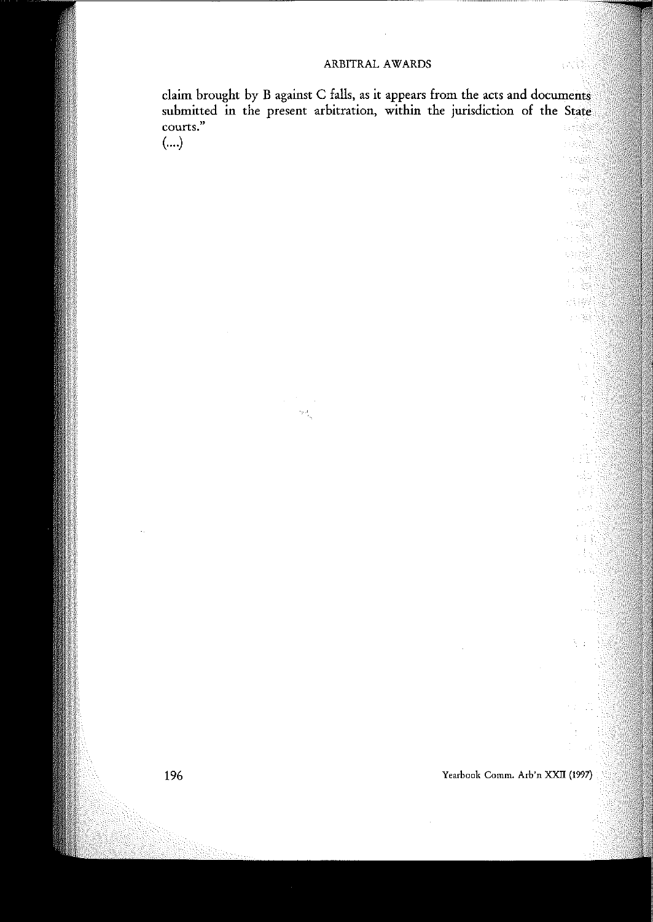claim brought by B against C falls, as it appears from the acts and documents submitted in the present arbitration, within the jurisdiction of the State courts."

(....)